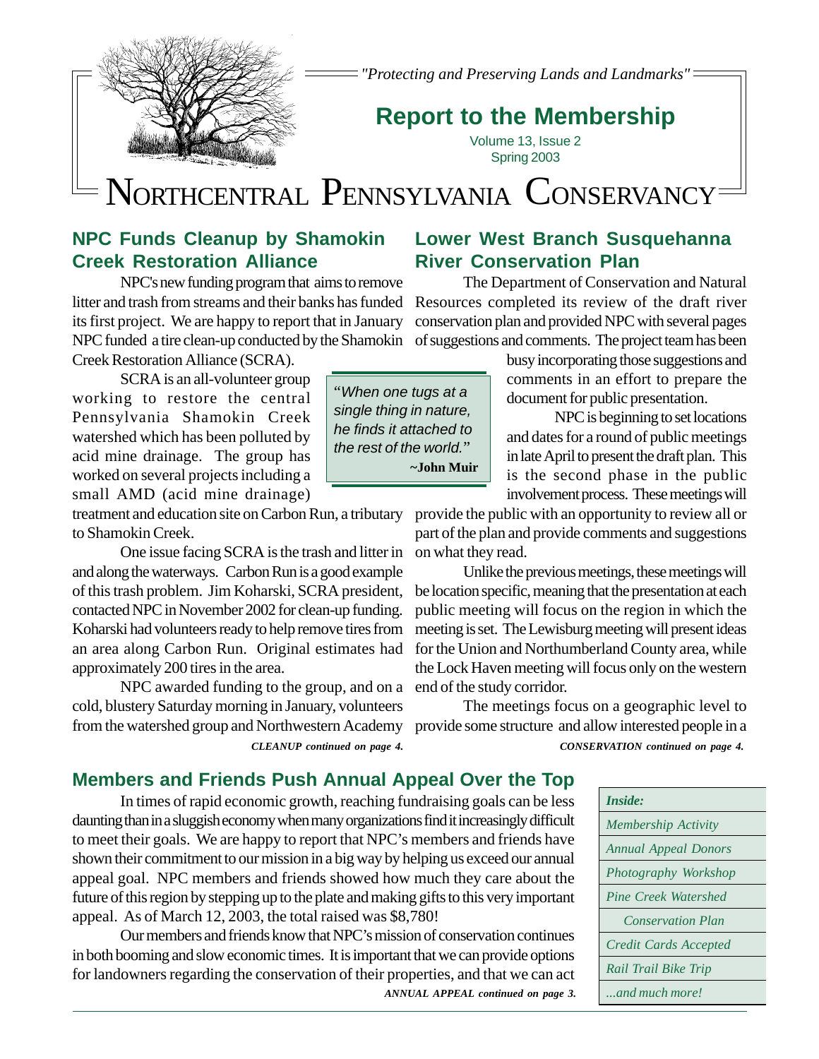*"Protecting and Preserving Lands and Landmarks"*

## Report to the Membership

Volume 13, Issue 2
Spring 2003

# NORTHCENTRAL PENNSYLVANIA CONSERVANCY

## NPC Funds Cleanup by Shamokin Creek Restoration Alliance

NPC's new funding program that aims to remove litter and trash from streams and their banks has funded its first project. We are happy to report that in January NPC funded a tire clean-up conducted by the Shamokin Creek Restoration Alliance (SCRA).

SCRA is an all-volunteer group working to restore the central Pennsylvania Shamokin Creek watershed which has been polluted by acid mine drainage. The group has worked on several projects including a small AMD (acid mine drainage) treatment and education site on Carbon Run, a tributary to Shamokin Creek.

One issue facing SCRA is the trash and litter in and along the waterways. Carbon Run is a good example of this trash problem. Jim Koharski, SCRA president, contacted NPC in November 2002 for clean-up funding. Koharski had volunteers ready to help remove tires from an area along Carbon Run. Original estimates had approximately 200 tires in the area.

NPC awarded funding to the group, and on a cold, blustery Saturday morning in January, volunteers from the watershed group and Northwestern Academy

***CLEANUP continued on page 4.***

> "*When one tugs at a single thing in nature, he finds it attached to the rest of the world.*"
> **~John Muir**

## Lower West Branch Susquehanna River Conservation Plan

The Department of Conservation and Natural Resources completed its review of the draft river conservation plan and provided NPC with several pages of suggestions and comments. The project team has been busy incorporating those suggestions and comments in an effort to prepare the document for public presentation.

NPC is beginning to set locations and dates for a round of public meetings in late April to present the draft plan. This is the second phase in the public involvement process. These meetings will provide the public with an opportunity to review all or part of the plan and provide comments and suggestions on what they read.

Unlike the previous meetings, these meetings will be location specific, meaning that the presentation at each public meeting will focus on the region in which the meeting is set. The Lewisburg meeting will present ideas for the Union and Northumberland County area, while the Lock Haven meeting will focus only on the western end of the study corridor.

The meetings focus on a geographic level to provide some structure and allow interested people in a

***CONSERVATION continued on page 4.***

## Members and Friends Push Annual Appeal Over the Top

In times of rapid economic growth, reaching fundraising goals can be less daunting than in a sluggish economy when many organizations find it increasingly difficult to meet their goals. We are happy to report that NPC's members and friends have shown their commitment to our mission in a big way by helping us exceed our annual appeal goal. NPC members and friends showed how much they care about the future of this region by stepping up to the plate and making gifts to this very important appeal. As of March 12, 2003, the total raised was $8,780!

Our members and friends know that NPC's mission of conservation continues in both booming and slow economic times. It is important that we can provide options for landowners regarding the conservation of their properties, and that we can act

***ANNUAL APPEAL continued on page 3.***

| *Inside:* |
|---|
| *Membership Activity* |
| *Annual Appeal Donors* |
| *Photography Workshop* |
| *Pine Creek Watershed Conservation Plan* |
| *Credit Cards Accepted* |
| *Rail Trail Bike Trip* |
| *...and much more!* |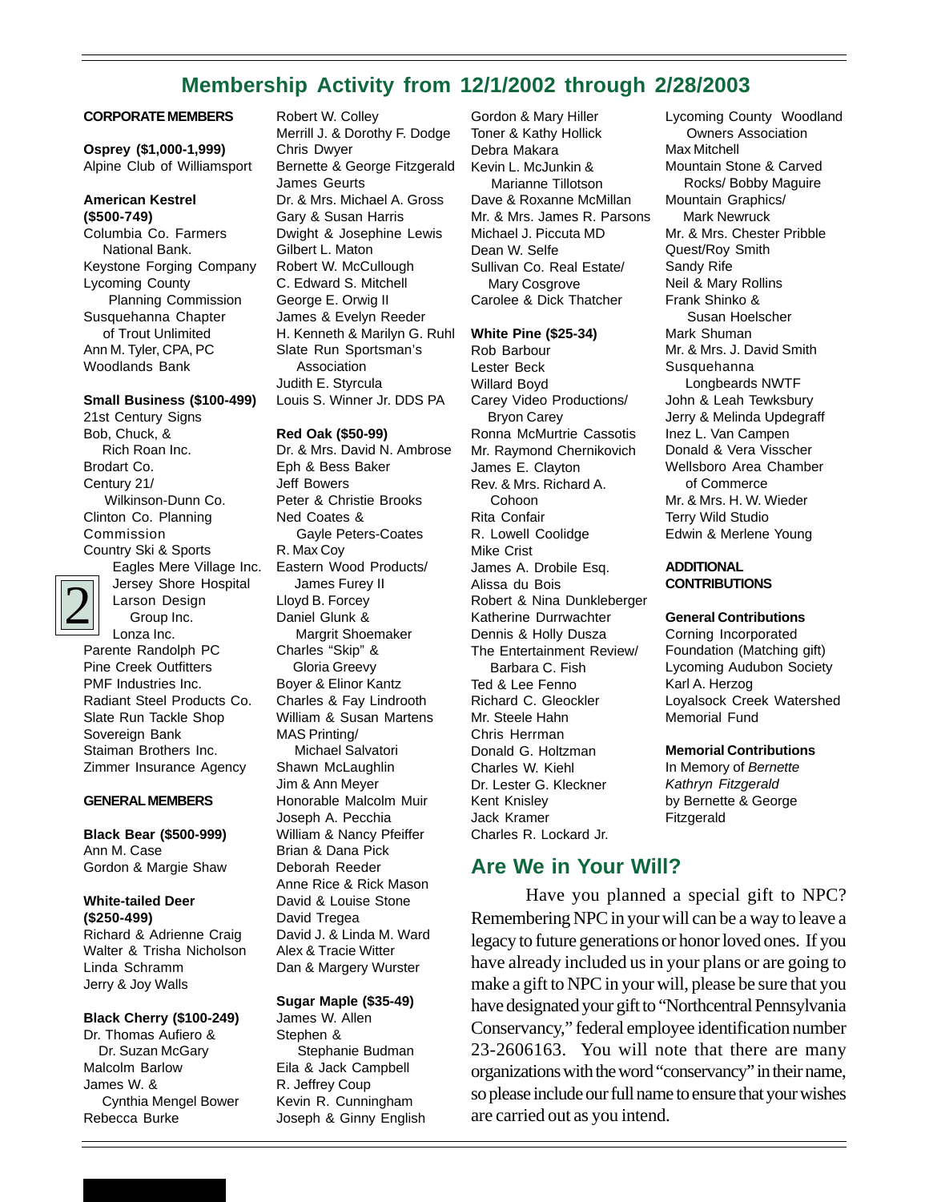## Membership Activity from 12/1/2002 through 2/28/2003

### CORPORATE MEMBERS

**Osprey ($1,000-1,999)**
Alpine Club of Williamsport

**American Kestrel ($500-749)**
Columbia Co. Farmers National Bank.
Keystone Forging Company
Lycoming County Planning Commission
Susquehanna Chapter of Trout Unlimited
Ann M. Tyler, CPA, PC
Woodlands Bank

**Small Business ($100-499)**
21st Century Signs
Bob, Chuck, & Rich Roan Inc.
Brodart Co.
Century 21/ Wilkinson-Dunn Co.
Clinton Co. Planning Commission
Country Ski & Sports
Eagles Mere Village Inc.
Jersey Shore Hospital
Larson Design Group Inc.
Lonza Inc.
Parente Randolph PC
Pine Creek Outfitters
PMF Industries Inc.
Radiant Steel Products Co.
Slate Run Tackle Shop
Sovereign Bank
Staiman Brothers Inc.
Zimmer Insurance Agency

### GENERAL MEMBERS

**Black Bear ($500-999)**
Ann M. Case
Gordon & Margie Shaw

**White-tailed Deer ($250-499)**
Richard & Adrienne Craig
Walter & Trisha Nicholson
Linda Schramm
Jerry & Joy Walls

**Black Cherry ($100-249)**
Dr. Thomas Aufiero & Dr. Suzan McGary
Malcolm Barlow
James W. & Cynthia Mengel Bower
Rebecca Burke
Robert W. Colley
Merrill J. & Dorothy F. Dodge
Chris Dwyer
Bernette & George Fitzgerald
James Geurts
Dr. & Mrs. Michael A. Gross
Gary & Susan Harris
Dwight & Josephine Lewis
Gilbert L. Maton
Robert W. McCullough
C. Edward S. Mitchell
George E. Orwig II
James & Evelyn Reeder
H. Kenneth & Marilyn G. Ruhl
Slate Run Sportsman's Association
Judith E. Styrcula
Louis S. Winner Jr. DDS PA

**Red Oak ($50-99)**
Dr. & Mrs. David N. Ambrose
Eph & Bess Baker
Jeff Bowers
Peter & Christie Brooks
Ned Coates & Gayle Peters-Coates
R. Max Coy
Eastern Wood Products/ James Furey II
Lloyd B. Forcey
Daniel Glunk & Margrit Shoemaker
Charles "Skip" & Gloria Greevy
Boyer & Elinor Kantz
Charles & Fay Lindrooth
William & Susan Martens
MAS Printing/ Michael Salvatori
Shawn McLaughlin
Jim & Ann Meyer
Honorable Malcolm Muir
Joseph A. Pecchia
William & Nancy Pfeiffer
Brian & Dana Pick
Deborah Reeder
Anne Rice & Rick Mason
David & Louise Stone
David Tregea
David J. & Linda M. Ward
Alex & Tracie Witter
Dan & Margery Wurster

**Sugar Maple ($35-49)**
James W. Allen
Stephen & Stephanie Budman
Eila & Jack Campbell
R. Jeffrey Coup
Kevin R. Cunningham
Joseph & Ginny English
Gordon & Mary Hiller
Toner & Kathy Hollick
Debra Makara
Kevin L. McJunkin & Marianne Tillotson
Dave & Roxanne McMillan
Mr. & Mrs. James R. Parsons
Michael J. Piccuta MD
Dean W. Selfe
Sullivan Co. Real Estate/ Mary Cosgrove
Carolee & Dick Thatcher

**White Pine ($25-34)**
Rob Barbour
Lester Beck
Willard Boyd
Carey Video Productions/ Bryon Carey
Ronna McMurtrie Cassotis
Mr. Raymond Chernikovich
James E. Clayton
Rev. & Mrs. Richard A. Cohoon
Rita Confair
R. Lowell Coolidge
Mike Crist
James A. Drobile Esq.
Alissa du Bois
Robert & Nina Dunkleberger
Katherine Durrwachter
Dennis & Holly Dusza
The Entertainment Review/ Barbara C. Fish
Ted & Lee Fenno
Richard C. Gleockler
Mr. Steele Hahn
Chris Herrman
Donald G. Holtzman
Charles W. Kiehl
Dr. Lester G. Kleckner
Kent Knisley
Jack Kramer
Charles R. Lockard Jr.
Lycoming County Woodland Owners Association
Max Mitchell
Mountain Stone & Carved Rocks/ Bobby Maguire
Mountain Graphics/ Mark Newruck
Mr. & Mrs. Chester Pribble
Quest/Roy Smith
Sandy Rife
Neil & Mary Rollins
Frank Shinko & Susan Hoelscher
Mark Shuman
Mr. & Mrs. J. David Smith
Susquehanna Longbeards NWTF
John & Leah Tewksbury
Jerry & Melinda Updegraff
Inez L. Van Campen
Donald & Vera Visscher
Wellsboro Area Chamber of Commerce
Mr. & Mrs. H. W. Wieder
Terry Wild Studio
Edwin & Merlene Young

### ADDITIONAL CONTRIBUTIONS

**General Contributions**
Corning Incorporated Foundation (Matching gift)
Lycoming Audubon Society
Karl A. Herzog
Loyalsock Creek Watershed Memorial Fund

**Memorial Contributions**
In Memory of *Bernette Kathryn Fitzgerald* by Bernette & George Fitzgerald

## Are We in Your Will?

Have you planned a special gift to NPC? Remembering NPC in your will can be a way to leave a legacy to future generations or honor loved ones. If you have already included us in your plans or are going to make a gift to NPC in your will, please be sure that you have designated your gift to "Northcentral Pennsylvania Conservancy," federal employee identification number 23-2606163. You will note that there are many organizations with the word "conservancy" in their name, so please include our full name to ensure that your wishes are carried out as you intend.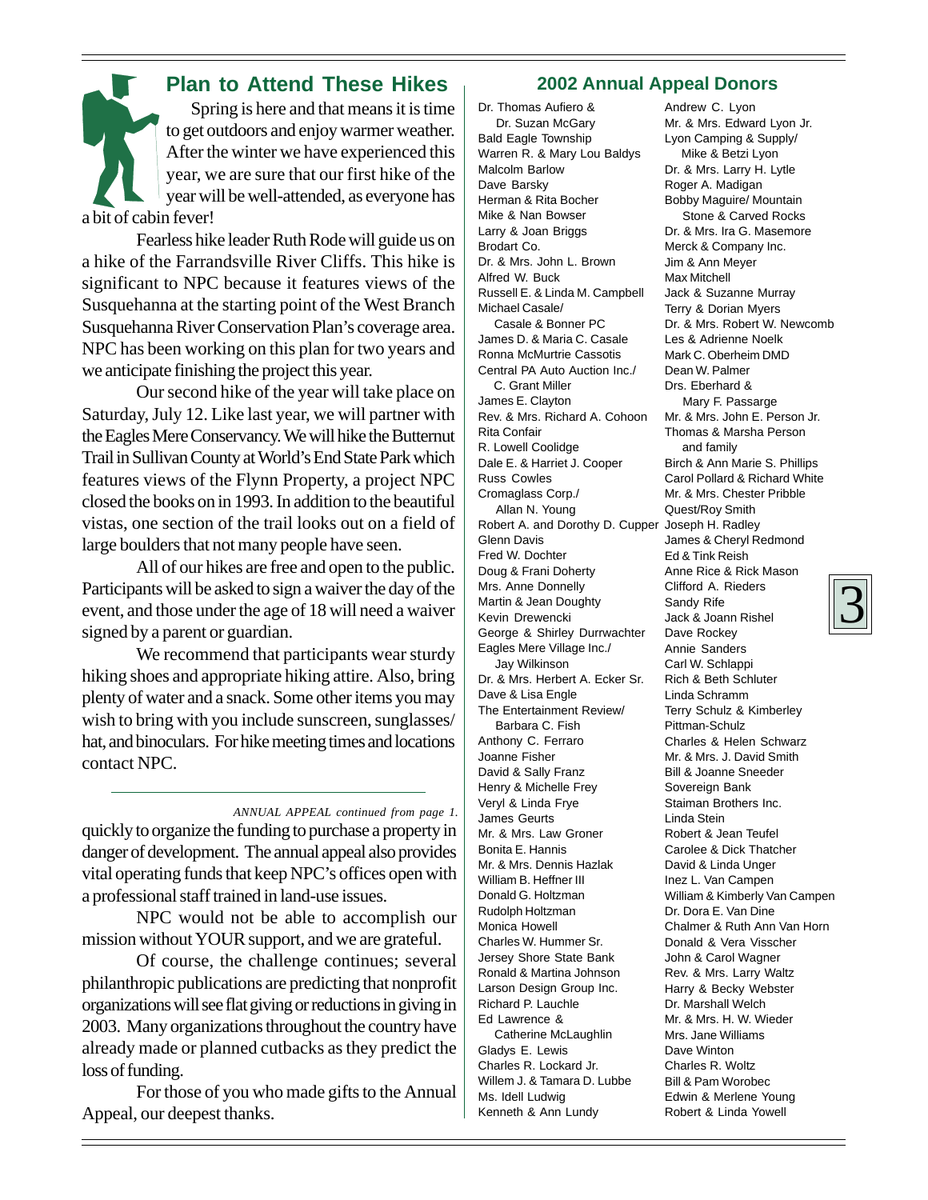## Plan to Attend These Hikes

Spring is here and that means it is time to get outdoors and enjoy warmer weather. After the winter we have experienced this year, we are sure that our first hike of the year will be well-attended, as everyone has a bit of cabin fever!

Fearless hike leader Ruth Rode will guide us on a hike of the Farrandsville River Cliffs. This hike is significant to NPC because it features views of the Susquehanna at the starting point of the West Branch Susquehanna River Conservation Plan's coverage area. NPC has been working on this plan for two years and we anticipate finishing the project this year.

Our second hike of the year will take place on Saturday, July 12. Like last year, we will partner with the Eagles Mere Conservancy. We will hike the Butternut Trail in Sullivan County at World's End State Park which features views of the Flynn Property, a project NPC closed the books on in 1993. In addition to the beautiful vistas, one section of the trail looks out on a field of large boulders that not many people have seen.

All of our hikes are free and open to the public. Participants will be asked to sign a waiver the day of the event, and those under the age of 18 will need a waiver signed by a parent or guardian.

We recommend that participants wear sturdy hiking shoes and appropriate hiking attire. Also, bring plenty of water and a snack. Some other items you may wish to bring with you include sunscreen, sunglasses/hat, and binoculars. For hike meeting times and locations contact NPC.

---

*ANNUAL APPEAL continued from page 1.*

quickly to organize the funding to purchase a property in danger of development. The annual appeal also provides vital operating funds that keep NPC's offices open with a professional staff trained in land-use issues.

NPC would not be able to accomplish our mission without YOUR support, and we are grateful.

Of course, the challenge continues; several philanthropic publications are predicting that nonprofit organizations will see flat giving or reductions in giving in 2003. Many organizations throughout the country have already made or planned cutbacks as they predict the loss of funding.

For those of you who made gifts to the Annual Appeal, our deepest thanks.

## 2002 Annual Appeal Donors

Dr. Thomas Aufiero & Dr. Suzan McGary
Bald Eagle Township
Warren R. & Mary Lou Baldys
Malcolm Barlow
Dave Barsky
Herman & Rita Bocher
Mike & Nan Bowser
Larry & Joan Briggs
Brodart Co.
Dr. & Mrs. John L. Brown
Alfred W. Buck
Russell E. & Linda M. Campbell
Michael Casale/ Casale & Bonner PC
James D. & Maria C. Casale
Ronna McMurtrie Cassotis
Central PA Auto Auction Inc./ C. Grant Miller
James E. Clayton
Rev. & Mrs. Richard A. Cohoon
Rita Confair
R. Lowell Coolidge
Dale E. & Harriet J. Cooper
Russ Cowles
Cromaglass Corp./ Allan N. Young
Robert A. and Dorothy D. Cupper
Glenn Davis
Fred W. Dochter
Doug & Frani Doherty
Mrs. Anne Donnelly
Martin & Jean Doughty
Kevin Drewencki
George & Shirley Durrwachter
Eagles Mere Village Inc./ Jay Wilkinson
Dr. & Mrs. Herbert A. Ecker Sr.
Dave & Lisa Engle
The Entertainment Review/ Barbara C. Fish
Anthony C. Ferraro
Joanne Fisher
David & Sally Franz
Henry & Michelle Frey
Veryl & Linda Frye
James Geurts
Mr. & Mrs. Law Groner
Bonita E. Hannis
Mr. & Mrs. Dennis Hazlak
William B. Heffner III
Donald G. Holtzman
Rudolph Holtzman
Monica Howell
Charles W. Hummer Sr.
Jersey Shore State Bank
Ronald & Martina Johnson
Larson Design Group Inc.
Richard P. Lauchle
Ed Lawrence & Catherine McLaughlin
Gladys E. Lewis
Charles R. Lockard Jr.
Willem J. & Tamara D. Lubbe
Ms. Idell Ludwig
Kenneth & Ann Lundy
Andrew C. Lyon
Mr. & Mrs. Edward Lyon Jr.
Lyon Camping & Supply/ Mike & Betzi Lyon
Dr. & Mrs. Larry H. Lytle
Roger A. Madigan
Bobby Maguire/ Mountain Stone & Carved Rocks
Dr. & Mrs. Ira G. Masemore
Merck & Company Inc.
Jim & Ann Meyer
Max Mitchell
Jack & Suzanne Murray
Terry & Dorian Myers
Dr. & Mrs. Robert W. Newcomb
Les & Adrienne Noelk
Mark C. Oberheim DMD
Dean W. Palmer
Drs. Eberhard & Mary F. Passarge
Mr. & Mrs. John E. Person Jr.
Thomas & Marsha Person and family
Birch & Ann Marie S. Phillips
Carol Pollard & Richard White
Mr. & Mrs. Chester Pribble
Quest/Roy Smith
Joseph H. Radley
James & Cheryl Redmond
Ed & Tink Reish
Anne Rice & Rick Mason
Clifford A. Rieders
Sandy Rife
Jack & Joann Rishel
Dave Rockey
Annie Sanders
Carl W. Schlappi
Rich & Beth Schluter
Linda Schramm
Terry Schulz & Kimberley Pittman-Schulz
Charles & Helen Schwarz
Mr. & Mrs. J. David Smith
Bill & Joanne Sneeder
Sovereign Bank
Staiman Brothers Inc.
Linda Stein
Robert & Jean Teufel
Carolee & Dick Thatcher
David & Linda Unger
Inez L. Van Campen
William & Kimberly Van Campen
Dr. Dora E. Van Dine
Chalmer & Ruth Ann Van Horn
Donald & Vera Visscher
John & Carol Wagner
Rev. & Mrs. Larry Waltz
Harry & Becky Webster
Dr. Marshall Welch
Mr. & Mrs. H. W. Wieder
Mrs. Jane Williams
Dave Winton
Charles R. Woltz
Bill & Pam Worobec
Edwin & Merlene Young
Robert & Linda Yowell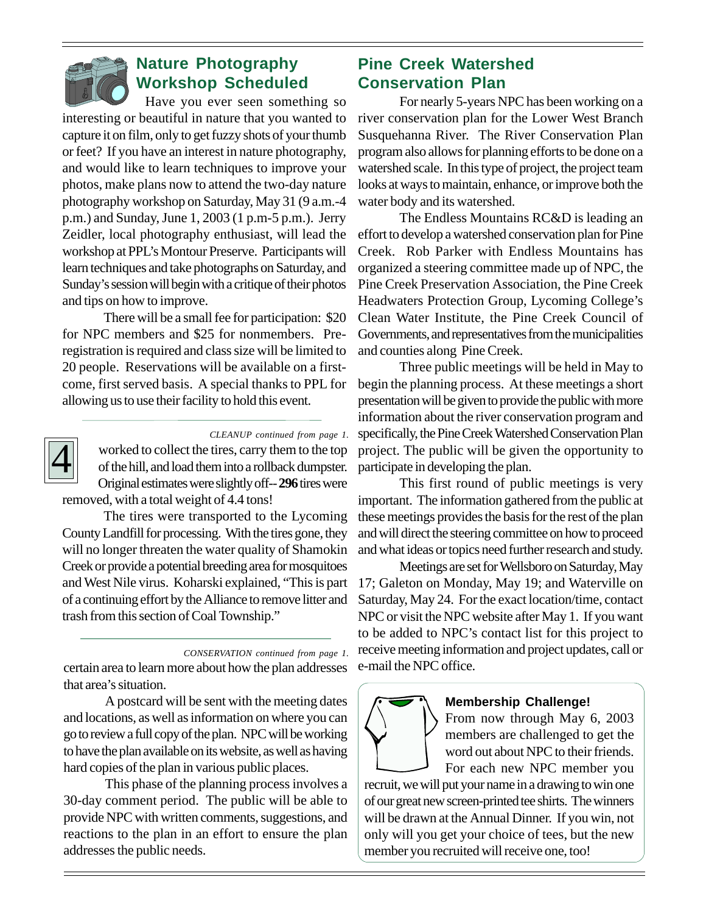## Nature Photography Workshop Scheduled

Have you ever seen something so interesting or beautiful in nature that you wanted to capture it on film, only to get fuzzy shots of your thumb or feet? If you have an interest in nature photography, and would like to learn techniques to improve your photos, make plans now to attend the two-day nature photography workshop on Saturday, May 31 (9 a.m.-4 p.m.) and Sunday, June 1, 2003 (1 p.m-5 p.m.). Jerry Zeidler, local photography enthusiast, will lead the workshop at PPL's Montour Preserve. Participants will learn techniques and take photographs on Saturday, and Sunday's session will begin with a critique of their photos and tips on how to improve.

There will be a small fee for participation: $20 for NPC members and $25 for nonmembers. Pre-registration is required and class size will be limited to 20 people. Reservations will be available on a first-come, first served basis. A special thanks to PPL for allowing us to use their facility to hold this event.

*CLEANUP continued from page 1.*

worked to collect the tires, carry them to the top of the hill, and load them into a rollback dumpster. Original estimates were slightly off-- **296** tires were removed, with a total weight of 4.4 tons!

The tires were transported to the Lycoming County Landfill for processing. With the tires gone, they will no longer threaten the water quality of Shamokin Creek or provide a potential breeding area for mosquitoes and West Nile virus. Koharski explained, "This is part of a continuing effort by the Alliance to remove litter and trash from this section of Coal Township."

*CONSERVATION continued from page 1.*

certain area to learn more about how the plan addresses that area's situation.

A postcard will be sent with the meeting dates and locations, as well as information on where you can go to review a full copy of the plan. NPC will be working to have the plan available on its website, as well as having hard copies of the plan in various public places.

This phase of the planning process involves a 30-day comment period. The public will be able to provide NPC with written comments, suggestions, and reactions to the plan in an effort to ensure the plan addresses the public needs.

## Pine Creek Watershed Conservation Plan

For nearly 5-years NPC has been working on a river conservation plan for the Lower West Branch Susquehanna River. The River Conservation Plan program also allows for planning efforts to be done on a watershed scale. In this type of project, the project team looks at ways to maintain, enhance, or improve both the water body and its watershed.

The Endless Mountains RC&D is leading an effort to develop a watershed conservation plan for Pine Creek. Rob Parker with Endless Mountains has organized a steering committee made up of NPC, the Pine Creek Preservation Association, the Pine Creek Headwaters Protection Group, Lycoming College's Clean Water Institute, the Pine Creek Council of Governments, and representatives from the municipalities and counties along Pine Creek.

Three public meetings will be held in May to begin the planning process. At these meetings a short presentation will be given to provide the public with more information about the river conservation program and specifically, the Pine Creek Watershed Conservation Plan project. The public will be given the opportunity to participate in developing the plan.

This first round of public meetings is very important. The information gathered from the public at these meetings provides the basis for the rest of the plan and will direct the steering committee on how to proceed and what ideas or topics need further research and study.

Meetings are set for Wellsboro on Saturday, May 17; Galeton on Monday, May 19; and Waterville on Saturday, May 24. For the exact location/time, contact NPC or visit the NPC website after May 1. If you want to be added to NPC's contact list for this project to receive meeting information and project updates, call or e-mail the NPC office.

### Membership Challenge!

From now through May 6, 2003 members are challenged to get the word out about NPC to their friends. For each new NPC member you recruit, we will put your name in a drawing to win one of our great new screen-printed tee shirts. The winners will be drawn at the Annual Dinner. If you win, not only will you get your choice of tees, but the new member you recruited will receive one, too!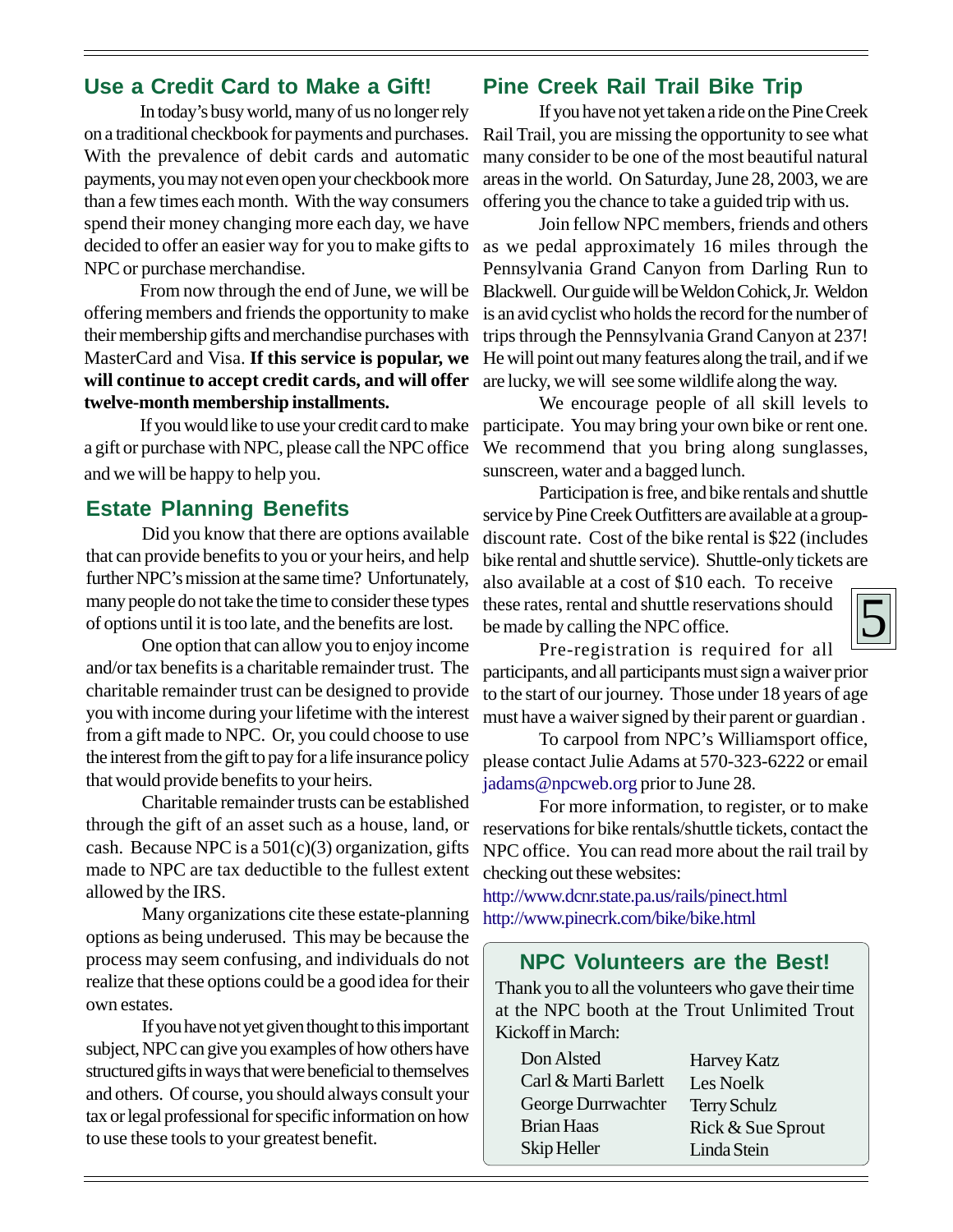## Use a Credit Card to Make a Gift!

In today's busy world, many of us no longer rely on a traditional checkbook for payments and purchases. With the prevalence of debit cards and automatic payments, you may not even open your checkbook more than a few times each month. With the way consumers spend their money changing more each day, we have decided to offer an easier way for you to make gifts to NPC or purchase merchandise.

From now through the end of June, we will be offering members and friends the opportunity to make their membership gifts and merchandise purchases with MasterCard and Visa. **If this service is popular, we will continue to accept credit cards, and will offer twelve-month membership installments.**

If you would like to use your credit card to make a gift or purchase with NPC, please call the NPC office and we will be happy to help you.

## Estate Planning Benefits

Did you know that there are options available that can provide benefits to you or your heirs, and help further NPC's mission at the same time? Unfortunately, many people do not take the time to consider these types of options until it is too late, and the benefits are lost.

One option that can allow you to enjoy income and/or tax benefits is a charitable remainder trust. The charitable remainder trust can be designed to provide you with income during your lifetime with the interest from a gift made to NPC. Or, you could choose to use the interest from the gift to pay for a life insurance policy that would provide benefits to your heirs.

Charitable remainder trusts can be established through the gift of an asset such as a house, land, or cash. Because NPC is a 501(c)(3) organization, gifts made to NPC are tax deductible to the fullest extent allowed by the IRS.

Many organizations cite these estate-planning options as being underused. This may be because the process may seem confusing, and individuals do not realize that these options could be a good idea for their own estates.

If you have not yet given thought to this important subject, NPC can give you examples of how others have structured gifts in ways that were beneficial to themselves and others. Of course, you should always consult your tax or legal professional for specific information on how to use these tools to your greatest benefit.

## Pine Creek Rail Trail Bike Trip

If you have not yet taken a ride on the Pine Creek Rail Trail, you are missing the opportunity to see what many consider to be one of the most beautiful natural areas in the world. On Saturday, June 28, 2003, we are offering you the chance to take a guided trip with us.

Join fellow NPC members, friends and others as we pedal approximately 16 miles through the Pennsylvania Grand Canyon from Darling Run to Blackwell. Our guide will be Weldon Cohick, Jr. Weldon is an avid cyclist who holds the record for the number of trips through the Pennsylvania Grand Canyon at 237! He will point out many features along the trail, and if we are lucky, we will see some wildlife along the way.

We encourage people of all skill levels to participate. You may bring your own bike or rent one. We recommend that you bring along sunglasses, sunscreen, water and a bagged lunch.

Participation is free, and bike rentals and shuttle service by Pine Creek Outfitters are available at a group-discount rate. Cost of the bike rental is $22 (includes bike rental and shuttle service). Shuttle-only tickets are also available at a cost of $10 each. To receive these rates, rental and shuttle reservations should be made by calling the NPC office.

Pre-registration is required for all participants, and all participants must sign a waiver prior to the start of our journey. Those under 18 years of age must have a waiver signed by their parent or guardian .

To carpool from NPC's Williamsport office, please contact Julie Adams at 570-323-6222 or email jadams@npcweb.org prior to June 28.

For more information, to register, or to make reservations for bike rentals/shuttle tickets, contact the NPC office. You can read more about the rail trail by checking out these websites:

http://www.dcnr.state.pa.us/rails/pinect.html
http://www.pinecrk.com/bike/bike.html

## NPC Volunteers are the Best!

Thank you to all the volunteers who gave their time at the NPC booth at the Trout Unlimited Trout Kickoff in March:

- Don Alsted
- Carl & Marti Barlett
- George Durrwachter
- Brian Haas
- Skip Heller
- Harvey Katz
- Les Noelk
- Terry Schulz
- Rick & Sue Sprout
- Linda Stein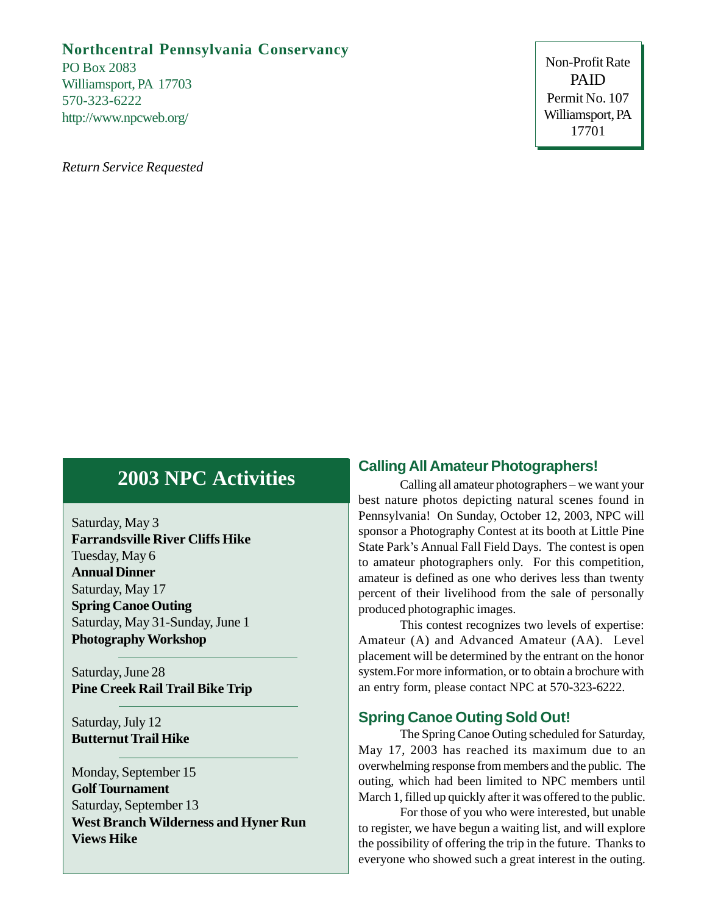**Northcentral Pennsylvania Conservancy**
PO Box 2083
Williamsport, PA 17703
570-323-6222
http://www.npcweb.org/

*Return Service Requested*

Non-Profit Rate
PAID
Permit No. 107
Williamsport, PA
17701

## 2003 NPC Activities

Saturday, May 3
**Farrandsville River Cliffs Hike**
Tuesday, May 6
**Annual Dinner**
Saturday, May 17
**Spring Canoe Outing**
Saturday, May 31-Sunday, June 1
**Photography Workshop**

---

Saturday, June 28
**Pine Creek Rail Trail Bike Trip**

---

Saturday, July 12
**Butternut Trail Hike**

---

Monday, September 15
**Golf Tournament**
Saturday, September 13
**West Branch Wilderness and Hyner Run Views Hike**

## Calling All Amateur Photographers!

Calling all amateur photographers – we want your best nature photos depicting natural scenes found in Pennsylvania! On Sunday, October 12, 2003, NPC will sponsor a Photography Contest at its booth at Little Pine State Park's Annual Fall Field Days. The contest is open to amateur photographers only. For this competition, amateur is defined as one who derives less than twenty percent of their livelihood from the sale of personally produced photographic images.

This contest recognizes two levels of expertise: Amateur (A) and Advanced Amateur (AA). Level placement will be determined by the entrant on the honor system.For more information, or to obtain a brochure with an entry form, please contact NPC at 570-323-6222.

## Spring Canoe Outing Sold Out!

The Spring Canoe Outing scheduled for Saturday, May 17, 2003 has reached its maximum due to an overwhelming response from members and the public. The outing, which had been limited to NPC members until March 1, filled up quickly after it was offered to the public.

For those of you who were interested, but unable to register, we have begun a waiting list, and will explore the possibility of offering the trip in the future. Thanks to everyone who showed such a great interest in the outing.